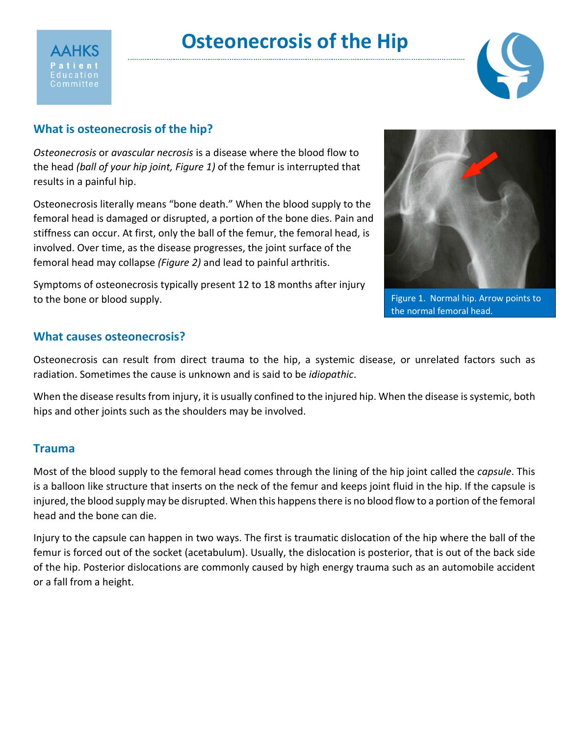# Osteonecrosis of the Hip

AAHKS Patient Education Committee

## What is osteonecrosis of the hip?

*Osteonecrosis* or *avascular necrosis* is a disease where the blood flow to the head *(ball of your hip joint, Figure 1)* of the femur is interrupted that results in a painful hip.

Osteonecrosis literally means "bone death." When the blood supply to the femoral head is damaged or disrupted, a portion of the bone dies. Pain and stiffness can occur. At first, only the ball of the femur, the femoral head, is involved. Over time, as the disease progresses, the joint surface of the femoral head may collapse *(Figure 2)* and lead to painful arthritis.

Symptoms of osteonecrosis typically present 12 to 18 months after injury to the bone or blood supply.

Figure 1. Normal hip. Arrow points to the normal femoral head.

## What causes osteonecrosis?

Osteonecrosis can result from direct trauma to the hip, a systemic disease, or unrelated factors such as radiation. Sometimes the cause is unknown and is said to be *idiopathic*.

When the disease results from injury, it is usually confined to the injured hip. When the disease is systemic, both hips and other joints such as the shoulders may be involved.

## Trauma

Most of the blood supply to the femoral head comes through the lining of the hip joint called the *capsule*. This is a balloon like structure that inserts on the neck of the femur and keeps joint fluid in the hip. If the capsule is injured, the blood supply may be disrupted. When this happens there is no blood flow to a portion of the femoral head and the bone can die.

Injury to the capsule can happen in two ways. The first is traumatic dislocation of the hip where the ball of the femur is forced out of the socket (acetabulum). Usually, the dislocation is posterior, that is out of the back side of the hip. Posterior dislocations are commonly caused by high energy trauma such as an automobile accident or a fall from a height.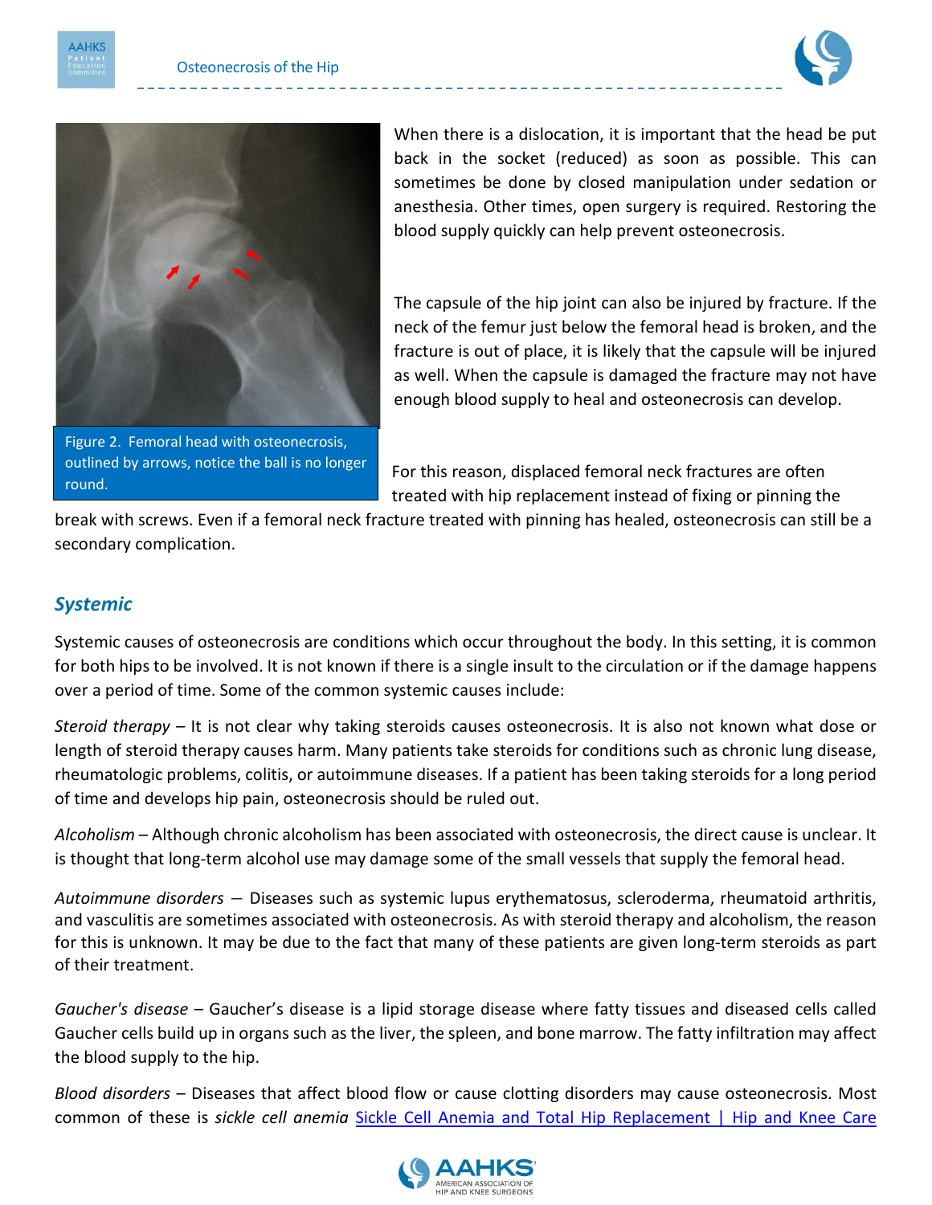Figure 2. Femoral head with osteonecrosis, outlined by arrows, notice the ball is no longer round.

When there is a dislocation, it is important that the head be put back in the socket (reduced) as soon as possible. This can sometimes be done by closed manipulation under sedation or anesthesia. Other times, open surgery is required. Restoring the blood supply quickly can help prevent osteonecrosis.

The capsule of the hip joint can also be injured by fracture. If the neck of the femur just below the femoral head is broken, and the fracture is out of place, it is likely that the capsule will be injured as well. When the capsule is damaged the fracture may not have enough blood supply to heal and osteonecrosis can develop.

For this reason, displaced femoral neck fractures are often treated with hip replacement instead of fixing or pinning the break with screws. Even if a femoral neck fracture treated with pinning has healed, osteonecrosis can still be a secondary complication.

## *Systemic*

Systemic causes of osteonecrosis are conditions which occur throughout the body. In this setting, it is common for both hips to be involved. It is not known if there is a single insult to the circulation or if the damage happens over a period of time. Some of the common systemic causes include:

*Steroid therapy* – It is not clear why taking steroids causes osteonecrosis. It is also not known what dose or length of steroid therapy causes harm. Many patients take steroids for conditions such as chronic lung disease, rheumatologic problems, colitis, or autoimmune diseases. If a patient has been taking steroids for a long period of time and develops hip pain, osteonecrosis should be ruled out.

*Alcoholism* – Although chronic alcoholism has been associated with osteonecrosis, the direct cause is unclear. It is thought that long-term alcohol use may damage some of the small vessels that supply the femoral head.

*Autoimmune disorders* – Diseases such as systemic lupus erythematosus, scleroderma, rheumatoid arthritis, and vasculitis are sometimes associated with osteonecrosis. As with steroid therapy and alcoholism, the reason for this is unknown. It may be due to the fact that many of these patients are given long-term steroids as part of their treatment.

*Gaucher's disease* – Gaucher's disease is a lipid storage disease where fatty tissues and diseased cells called Gaucher cells build up in organs such as the liver, the spleen, and bone marrow. The fatty infiltration may affect the blood supply to the hip.

*Blood disorders* – Diseases that affect blood flow or cause clotting disorders may cause osteonecrosis. Most common of these is *sickle cell anemia* Sickle Cell Anemia and Total Hip Replacement | Hip and Knee Care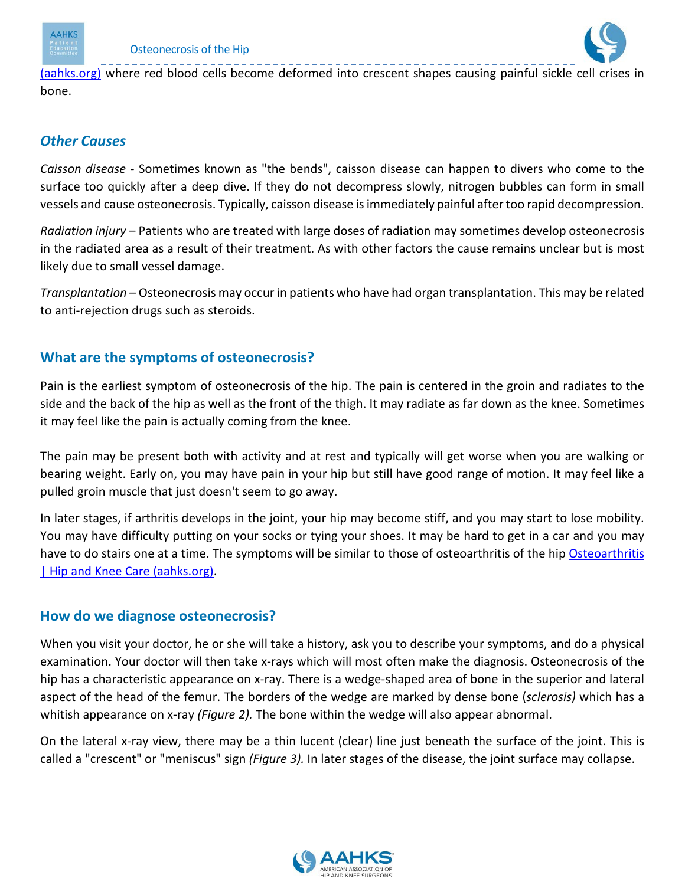(aahks.org) where red blood cells become deformed into crescent shapes causing painful sickle cell crises in bone.

### *Other Causes*

*Caisson disease* - Sometimes known as "the bends", caisson disease can happen to divers who come to the surface too quickly after a deep dive. If they do not decompress slowly, nitrogen bubbles can form in small vessels and cause osteonecrosis. Typically, caisson disease is immediately painful after too rapid decompression.

*Radiation injury* – Patients who are treated with large doses of radiation may sometimes develop osteonecrosis in the radiated area as a result of their treatment. As with other factors the cause remains unclear but is most likely due to small vessel damage.

*Transplantation* – Osteonecrosis may occur in patients who have had organ transplantation. This may be related to anti-rejection drugs such as steroids.

## What are the symptoms of osteonecrosis?

Pain is the earliest symptom of osteonecrosis of the hip. The pain is centered in the groin and radiates to the side and the back of the hip as well as the front of the thigh. It may radiate as far down as the knee. Sometimes it may feel like the pain is actually coming from the knee.

The pain may be present both with activity and at rest and typically will get worse when you are walking or bearing weight. Early on, you may have pain in your hip but still have good range of motion. It may feel like a pulled groin muscle that just doesn't seem to go away.

In later stages, if arthritis develops in the joint, your hip may become stiff, and you may start to lose mobility. You may have difficulty putting on your socks or tying your shoes. It may be hard to get in a car and you may have to do stairs one at a time. The symptoms will be similar to those of osteoarthritis of the hip Osteoarthritis | Hip and Knee Care (aahks.org).

## How do we diagnose osteonecrosis?

When you visit your doctor, he or she will take a history, ask you to describe your symptoms, and do a physical examination. Your doctor will then take x-rays which will most often make the diagnosis. Osteonecrosis of the hip has a characteristic appearance on x-ray. There is a wedge-shaped area of bone in the superior and lateral aspect of the head of the femur. The borders of the wedge are marked by dense bone (*sclerosis)* which has a whitish appearance on x-ray *(Figure 2).* The bone within the wedge will also appear abnormal.

On the lateral x-ray view, there may be a thin lucent (clear) line just beneath the surface of the joint. This is called a "crescent" or "meniscus" sign *(Figure 3).* In later stages of the disease, the joint surface may collapse.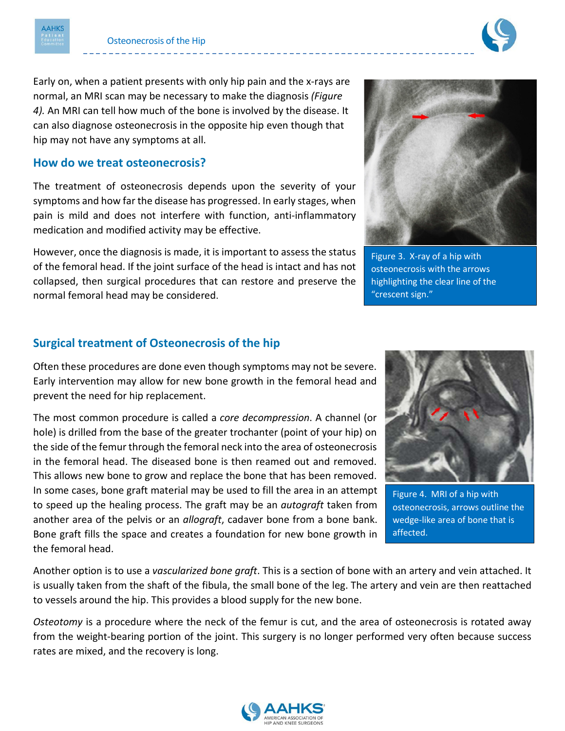Early on, when a patient presents with only hip pain and the x-rays are normal, an MRI scan may be necessary to make the diagnosis *(Figure 4).* An MRI can tell how much of the bone is involved by the disease. It can also diagnose osteonecrosis in the opposite hip even though that hip may not have any symptoms at all.

## How do we treat osteonecrosis?

The treatment of osteonecrosis depends upon the severity of your symptoms and how far the disease has progressed. In early stages, when pain is mild and does not interfere with function, anti-inflammatory medication and modified activity may be effective.

However, once the diagnosis is made, it is important to assess the status of the femoral head. If the joint surface of the head is intact and has not collapsed, then surgical procedures that can restore and preserve the normal femoral head may be considered.

Figure 3. X-ray of a hip with osteonecrosis with the arrows highlighting the clear line of the "crescent sign."

## Surgical treatment of Osteonecrosis of the hip

Often these procedures are done even though symptoms may not be severe. Early intervention may allow for new bone growth in the femoral head and prevent the need for hip replacement.

The most common procedure is called a *core decompression*. A channel (or hole) is drilled from the base of the greater trochanter (point of your hip) on the side of the femur through the femoral neck into the area of osteonecrosis in the femoral head. The diseased bone is then reamed out and removed. This allows new bone to grow and replace the bone that has been removed. In some cases, bone graft material may be used to fill the area in an attempt to speed up the healing process. The graft may be an *autograft* taken from another area of the pelvis or an *allograft*, cadaver bone from a bone bank. Bone graft fills the space and creates a foundation for new bone growth in the femoral head.

Figure 4. MRI of a hip with osteonecrosis, arrows outline the wedge-like area of bone that is affected.

Another option is to use a *vascularized bone graft*. This is a section of bone with an artery and vein attached. It is usually taken from the shaft of the fibula, the small bone of the leg. The artery and vein are then reattached to vessels around the hip. This provides a blood supply for the new bone.

*Osteotomy* is a procedure where the neck of the femur is cut, and the area of osteonecrosis is rotated away from the weight-bearing portion of the joint. This surgery is no longer performed very often because success rates are mixed, and the recovery is long.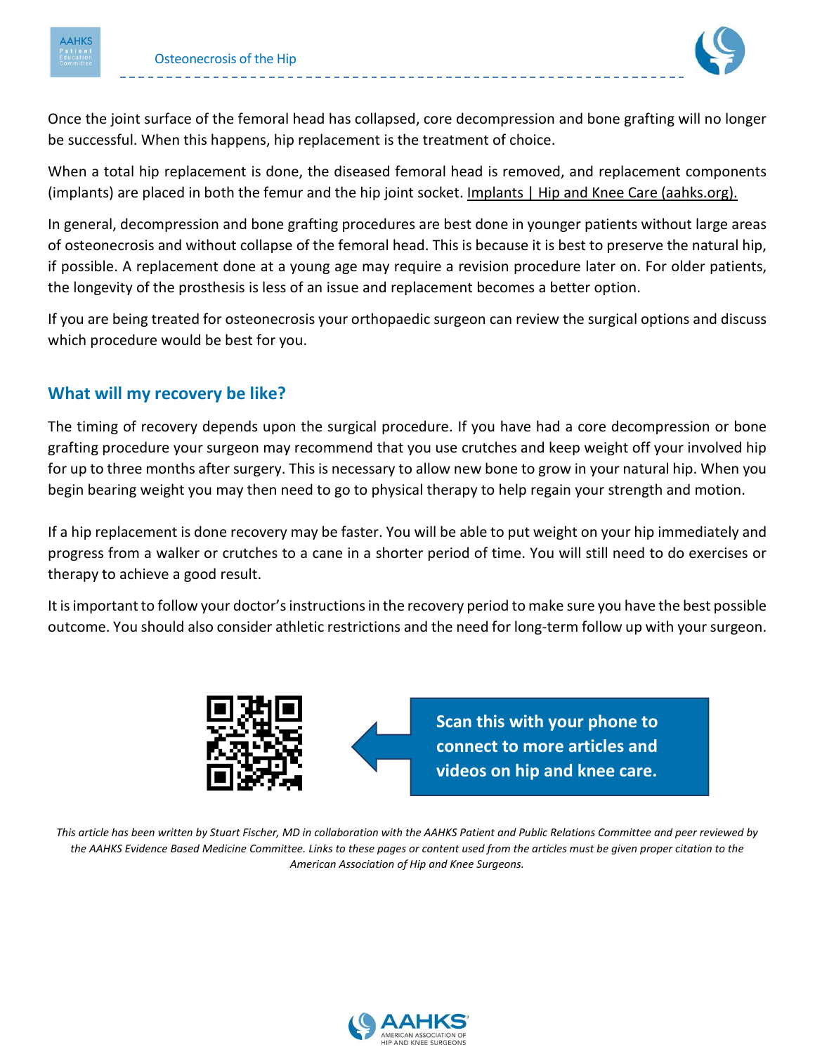Once the joint surface of the femoral head has collapsed, core decompression and bone grafting will no longer be successful. When this happens, hip replacement is the treatment of choice.

When a total hip replacement is done, the diseased femoral head is removed, and replacement components (implants) are placed in both the femur and the hip joint socket. Implants | Hip and Knee Care (aahks.org).

In general, decompression and bone grafting procedures are best done in younger patients without large areas of osteonecrosis and without collapse of the femoral head. This is because it is best to preserve the natural hip, if possible. A replacement done at a young age may require a revision procedure later on. For older patients, the longevity of the prosthesis is less of an issue and replacement becomes a better option.

If you are being treated for osteonecrosis your orthopaedic surgeon can review the surgical options and discuss which procedure would be best for you.

## What will my recovery be like?

The timing of recovery depends upon the surgical procedure. If you have had a core decompression or bone grafting procedure your surgeon may recommend that you use crutches and keep weight off your involved hip for up to three months after surgery. This is necessary to allow new bone to grow in your natural hip. When you begin bearing weight you may then need to go to physical therapy to help regain your strength and motion.

If a hip replacement is done recovery may be faster. You will be able to put weight on your hip immediately and progress from a walker or crutches to a cane in a shorter period of time. You will still need to do exercises or therapy to achieve a good result.

It is important to follow your doctor's instructions in the recovery period to make sure you have the best possible outcome. You should also consider athletic restrictions and the need for long-term follow up with your surgeon.

**Scan this with your phone to connect to more articles and videos on hip and knee care.**

*This article has been written by Stuart Fischer, MD in collaboration with the AAHKS Patient and Public Relations Committee and peer reviewed by the AAHKS Evidence Based Medicine Committee. Links to these pages or content used from the articles must be given proper citation to the American Association of Hip and Knee Surgeons.*